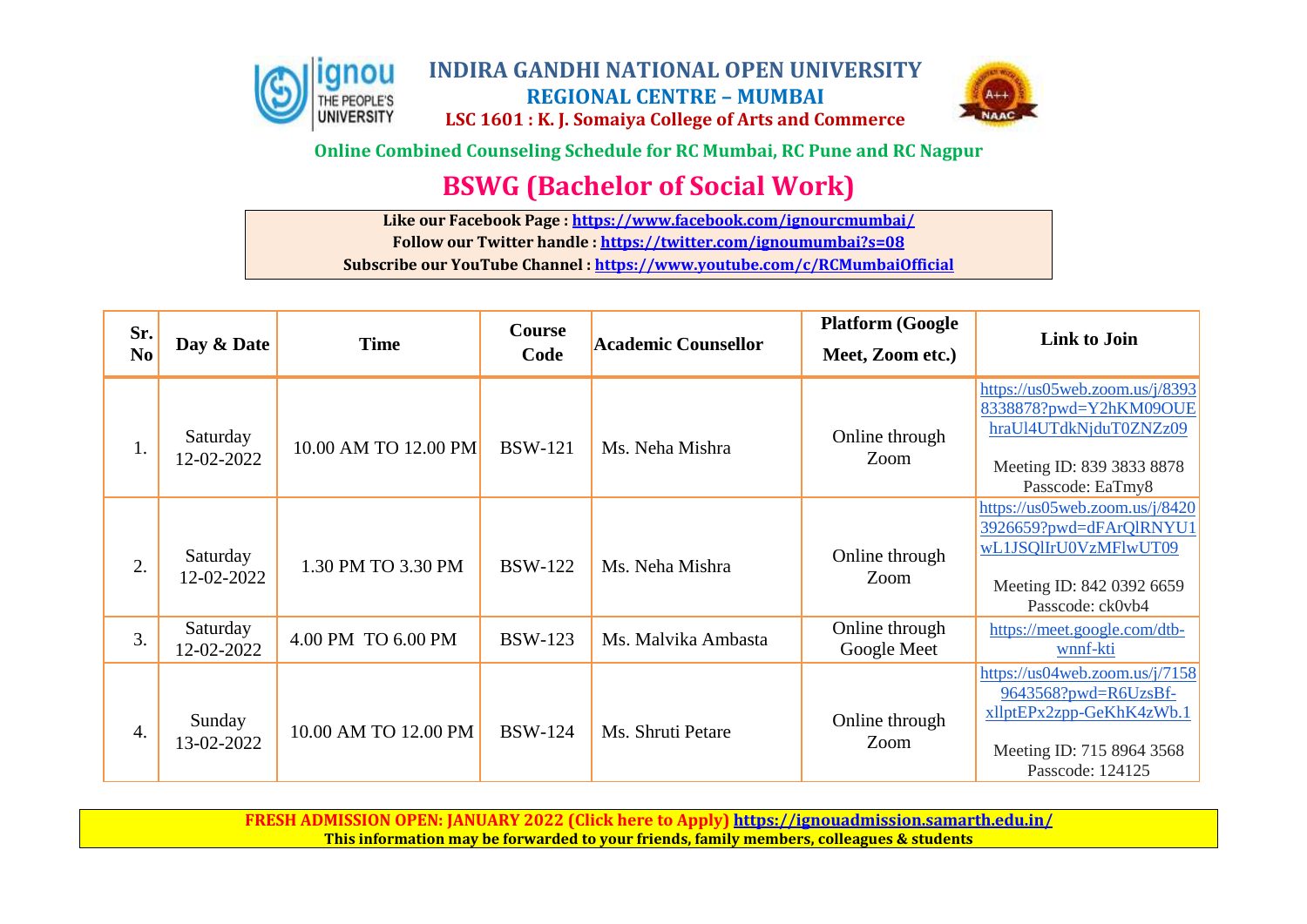# INDIRA GANDHI NATIONAL OPEN UNIVERSITY

## REGIONAL CENTRE – MUMBAI

**LSC 1601 : K. J. Somaiya College of Arts and Commerce**

**Online Combined Counseling Schedule for RC Mumbai, RC Pune and RC Nagpur**

# BSWG (Bachelor of Social Work)

**Like our Facebook Page : https://www.facebook.com/ignourcmumbai/**
**Follow our Twitter handle : https://twitter.com/ignoumumbai?s=08**
**Subscribe our YouTube Channel : https://www.youtube.com/c/RCMumbaiOfficial**

| Sr. No | Day & Date | Time | Course Code | Academic Counsellor | Platform (Google Meet, Zoom etc.) | Link to Join |
|---|---|---|---|---|---|---|
| 1. | Saturday 12-02-2022 | 10.00 AM TO 12.00 PM | BSW-121 | Ms. Neha Mishra | Online through Zoom | https://us05web.zoom.us/j/83938338878?pwd=Y2hKM09OUEhraUl4UTdkNjduT0ZNZz09 Meeting ID: 839 3833 8878 Passcode: EaTmy8 |
| 2. | Saturday 12-02-2022 | 1.30 PM TO 3.30 PM | BSW-122 | Ms. Neha Mishra | Online through Zoom | https://us05web.zoom.us/j/84203926659?pwd=dFArQlRNYU1wL1JSQlIrU0VzMFlwUT09 Meeting ID: 842 0392 6659 Passcode: ck0vb4 |
| 3. | Saturday 12-02-2022 | 4.00 PM TO 6.00 PM | BSW-123 | Ms. Malvika Ambasta | Online through Google Meet | https://meet.google.com/dtb-wnnf-kti |
| 4. | Sunday 13-02-2022 | 10.00 AM TO 12.00 PM | BSW-124 | Ms. Shruti Petare | Online through Zoom | https://us04web.zoom.us/j/71589643568?pwd=R6UzsBf-xllptEPx2zpp-GeKhK4zWb.1 Meeting ID: 715 8964 3568 Passcode: 124125 |

**FRESH ADMISSION OPEN: JANUARY 2022 (Click here to Apply) https://ignouadmission.samarth.edu.in/**
**This information may be forwarded to your friends, family members, colleagues & students**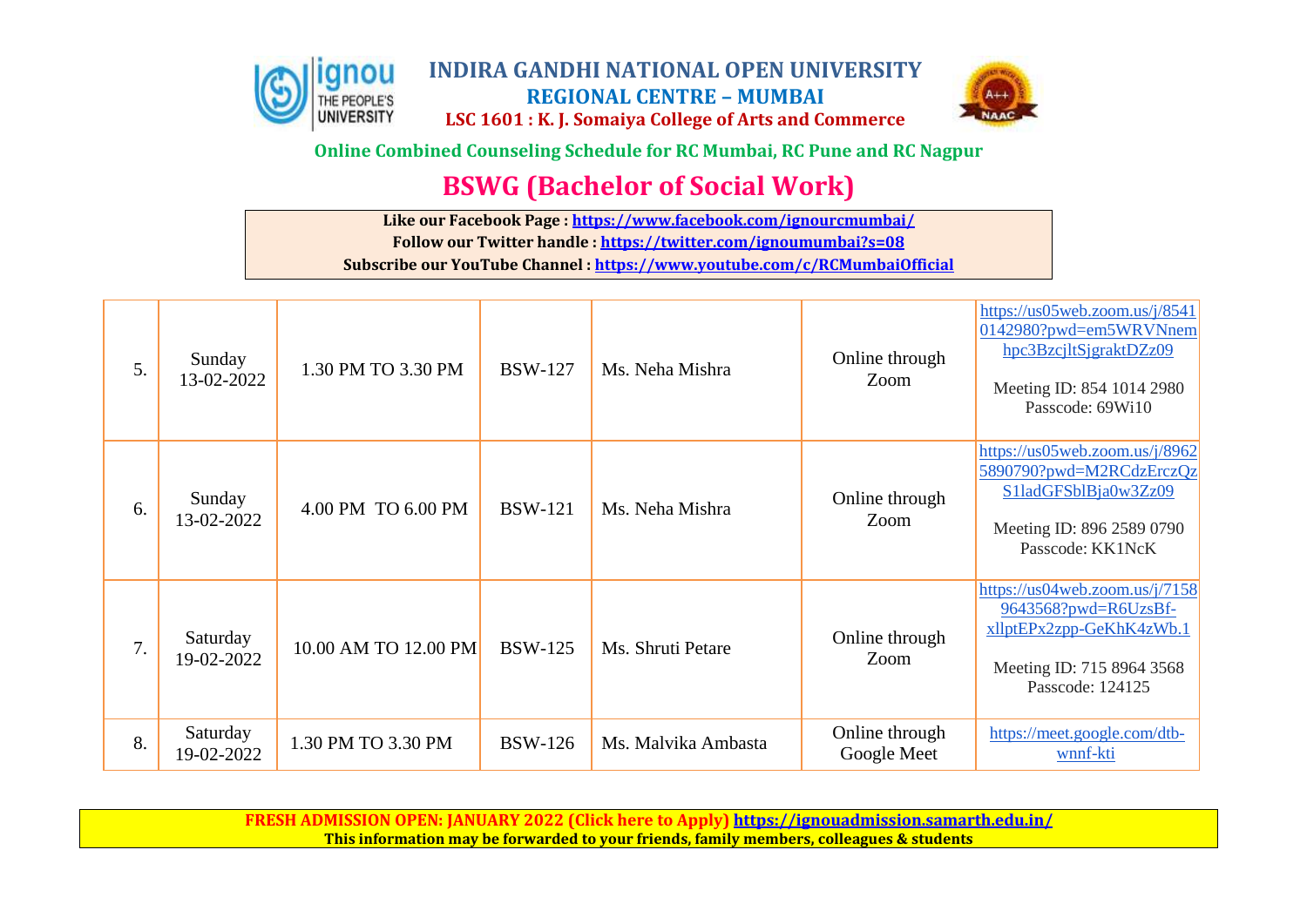# INDIRA GANDHI NATIONAL OPEN UNIVERSITY

## REGIONAL CENTRE – MUMBAI

**LSC 1601 : K. J. Somaiya College of Arts and Commerce**

**Online Combined Counseling Schedule for RC Mumbai, RC Pune and RC Nagpur**

# BSWG (Bachelor of Social Work)

**Like our Facebook Page : https://www.facebook.com/ignourcmumbai/**
**Follow our Twitter handle : https://twitter.com/ignoumumbai?s=08**
**Subscribe our YouTube Channel : https://www.youtube.com/c/RCMumbaiOfficial**

| | | | | | | |
|---|---|---|---|---|---|---|
| 5. | Sunday 13-02-2022 | 1.30 PM TO 3.30 PM | BSW-127 | Ms. Neha Mishra | Online through Zoom | https://us05web.zoom.us/j/85410142980?pwd=em5WRVNnemhpc3BzcjltSjgraktDZz09 Meeting ID: 854 1014 2980 Passcode: 69Wi10 |
| 6. | Sunday 13-02-2022 | 4.00 PM TO 6.00 PM | BSW-121 | Ms. Neha Mishra | Online through Zoom | https://us05web.zoom.us/j/89625890790?pwd=M2RCdzErczQzS1ladGFSblBja0w3Zz09 Meeting ID: 896 2589 0790 Passcode: KK1NcK |
| 7. | Saturday 19-02-2022 | 10.00 AM TO 12.00 PM | BSW-125 | Ms. Shruti Petare | Online through Zoom | https://us04web.zoom.us/j/71589643568?pwd=R6UzsBf-xllptEPx2zpp-GeKhK4zWb.1 Meeting ID: 715 8964 3568 Passcode: 124125 |
| 8. | Saturday 19-02-2022 | 1.30 PM TO 3.30 PM | BSW-126 | Ms. Malvika Ambasta | Online through Google Meet | https://meet.google.com/dtb-wnnf-kti |

**FRESH ADMISSION OPEN: JANUARY 2022 (Click here to Apply) https://ignouadmission.samarth.edu.in/**
**This information may be forwarded to your friends, family members, colleagues & students**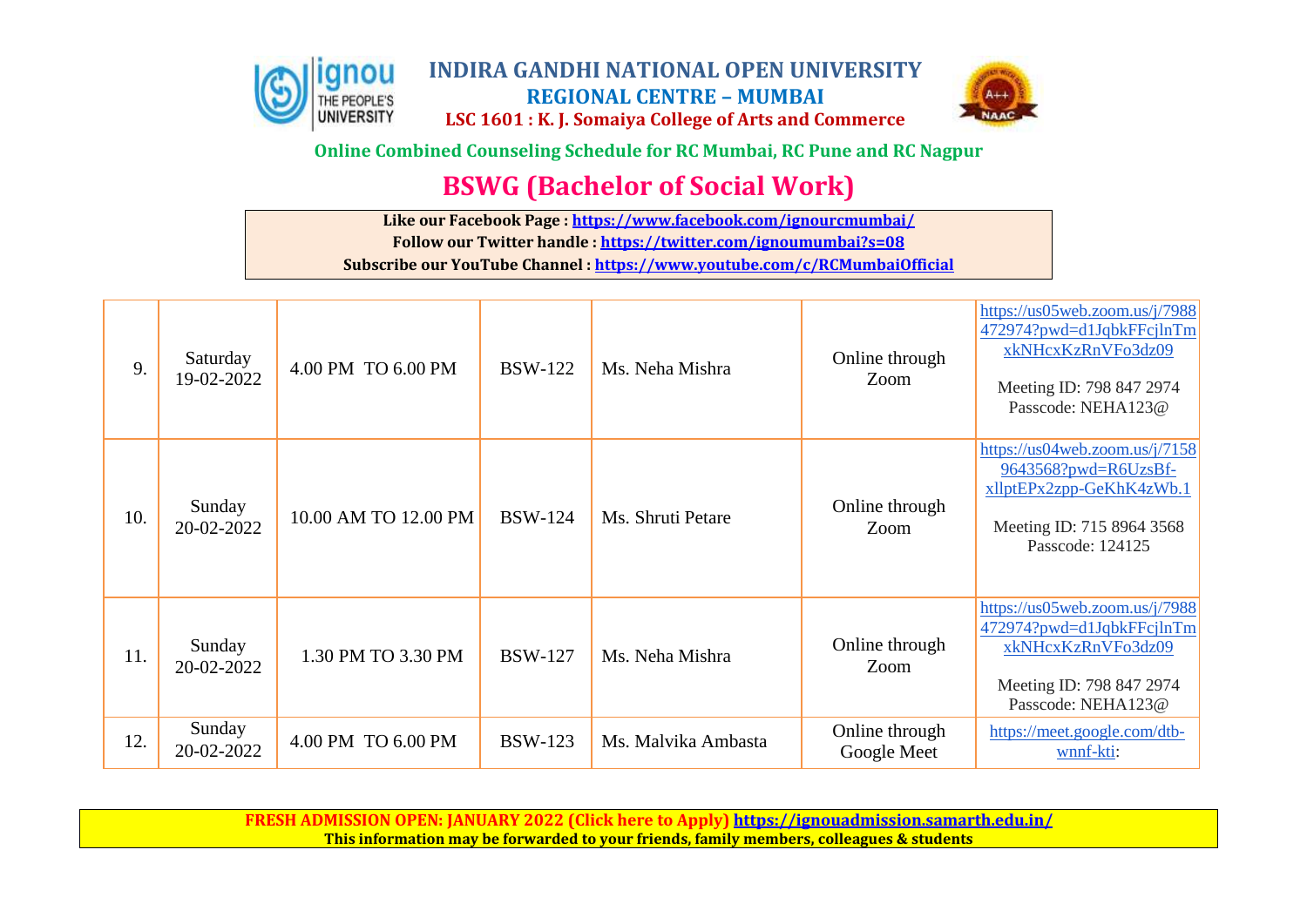# INDIRA GANDHI NATIONAL OPEN UNIVERSITY

## REGIONAL CENTRE – MUMBAI

**LSC 1601 : K. J. Somaiya College of Arts and Commerce**

**Online Combined Counseling Schedule for RC Mumbai, RC Pune and RC Nagpur**

# BSWG (Bachelor of Social Work)

**Like our Facebook Page : https://www.facebook.com/ignourcmumbai/**
**Follow our Twitter handle : https://twitter.com/ignoumumbai?s=08**
**Subscribe our YouTube Channel : https://www.youtube.com/c/RCMumbaiOfficial**

| | | | | | | |
|---|---|---|---|---|---|---|
| 9. | Saturday 19-02-2022 | 4.00 PM TO 6.00 PM | BSW-122 | Ms. Neha Mishra | Online through Zoom | https://us05web.zoom.us/j/7988472974?pwd=d1JqbkFFcjlnTmxkNHcxKzRnVFo3dz09 Meeting ID: 798 847 2974 Passcode: NEHA123@ |
| 10. | Sunday 20-02-2022 | 10.00 AM TO 12.00 PM | BSW-124 | Ms. Shruti Petare | Online through Zoom | https://us04web.zoom.us/j/71589643568?pwd=R6UzsBf-xllptEPx2zpp-GeKhK4zWb.1 Meeting ID: 715 8964 3568 Passcode: 124125 |
| 11. | Sunday 20-02-2022 | 1.30 PM TO 3.30 PM | BSW-127 | Ms. Neha Mishra | Online through Zoom | https://us05web.zoom.us/j/7988472974?pwd=d1JqbkFFcjlnTmxkNHcxKzRnVFo3dz09 Meeting ID: 798 847 2974 Passcode: NEHA123@ |
| 12. | Sunday 20-02-2022 | 4.00 PM TO 6.00 PM | BSW-123 | Ms. Malvika Ambasta | Online through Google Meet | https://meet.google.com/dtb-wnnf-kti: |

**FRESH ADMISSION OPEN: JANUARY 2022 (Click here to Apply) https://ignouadmission.samarth.edu.in/**
**This information may be forwarded to your friends, family members, colleagues & students**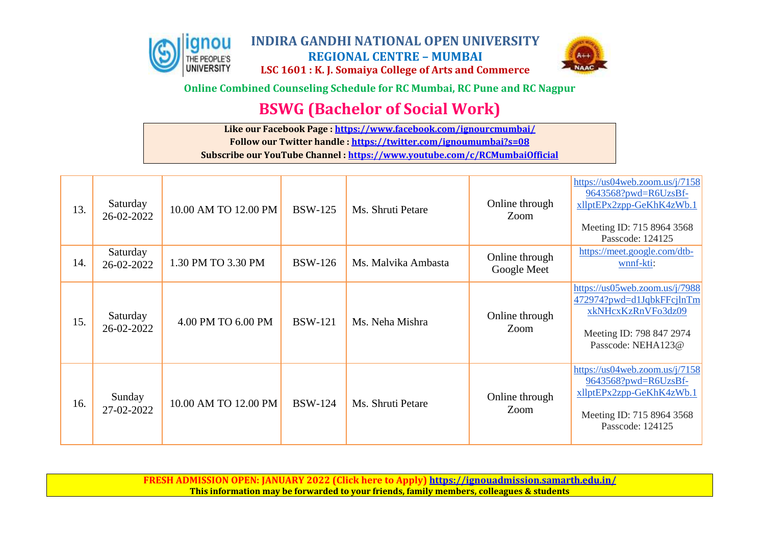# INDIRA GANDHI NATIONAL OPEN UNIVERSITY

## REGIONAL CENTRE – MUMBAI

**LSC 1601 : K. J. Somaiya College of Arts and Commerce**

**Online Combined Counseling Schedule for RC Mumbai, RC Pune and RC Nagpur**

# BSWG (Bachelor of Social Work)

**Like our Facebook Page : https://www.facebook.com/ignourcmumbai/**
**Follow our Twitter handle : https://twitter.com/ignoumumbai?s=08**
**Subscribe our YouTube Channel : https://www.youtube.com/c/RCMumbaiOfficial**

| | | | | | | |
|---|---|---|---|---|---|---|
| 13. | Saturday 26-02-2022 | 10.00 AM TO 12.00 PM | BSW-125 | Ms. Shruti Petare | Online through Zoom | https://us04web.zoom.us/j/71589643568?pwd=R6UzsBf-xllptEPx2zpp-GeKhK4zWb.1<br><br>Meeting ID: 715 8964 3568<br>Passcode: 124125 |
| 14. | Saturday 26-02-2022 | 1.30 PM TO 3.30 PM | BSW-126 | Ms. Malvika Ambasta | Online through Google Meet | https://meet.google.com/dtb-wnnf-kti: |
| 15. | Saturday 26-02-2022 | 4.00 PM TO 6.00 PM | BSW-121 | Ms. Neha Mishra | Online through Zoom | https://us05web.zoom.us/j/7988472974?pwd=d1JqbkFFcjlnTmxkNHcxKzRnVFo3dz09<br><br>Meeting ID: 798 847 2974<br>Passcode: NEHA123@ |
| 16. | Sunday 27-02-2022 | 10.00 AM TO 12.00 PM | BSW-124 | Ms. Shruti Petare | Online through Zoom | https://us04web.zoom.us/j/71589643568?pwd=R6UzsBf-xllptEPx2zpp-GeKhK4zWb.1<br><br>Meeting ID: 715 8964 3568<br>Passcode: 124125 |

**FRESH ADMISSION OPEN: JANUARY 2022 (Click here to Apply) https://ignouadmission.samarth.edu.in/**
**This information may be forwarded to your friends, family members, colleagues & students**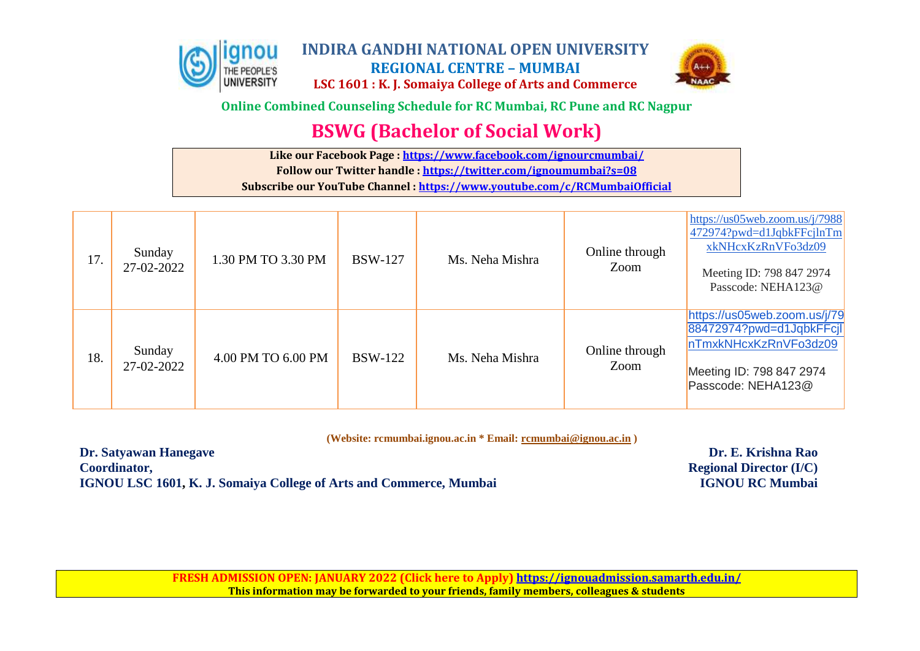# INDIRA GANDHI NATIONAL OPEN UNIVERSITY

## REGIONAL CENTRE – MUMBAI

### LSC 1601 : K. J. Somaiya College of Arts and Commerce

**Online Combined Counseling Schedule for RC Mumbai, RC Pune and RC Nagpur**

## BSWG (Bachelor of Social Work)

**Like our Facebook Page : https://www.facebook.com/ignourcmumbai/**
**Follow our Twitter handle : https://twitter.com/ignoumumbai?s=08**
**Subscribe our YouTube Channel : https://www.youtube.com/c/RCMumbaiOfficial**

| | | | | | | |
|---|---|---|---|---|---|---|
| 17. | Sunday 27-02-2022 | 1.30 PM TO 3.30 PM | BSW-127 | Ms. Neha Mishra | Online through Zoom | https://us05web.zoom.us/j/7988472974?pwd=d1JqbkFFcjlnTmxkNHcxKzRnVFo3dz09 Meeting ID: 798 847 2974 Passcode: NEHA123@ |
| 18. | Sunday 27-02-2022 | 4.00 PM TO 6.00 PM | BSW-122 | Ms. Neha Mishra | Online through Zoom | https://us05web.zoom.us/j/7988472974?pwd=d1JqbkFFcjlnTmxkNHcxKzRnVFo3dz09 Meeting ID: 798 847 2974 Passcode: NEHA123@ |

**(Website: rcmumbai.ignou.ac.in * Email: rcmumbai@ignou.ac.in )**

**Dr. Satyawan Hanegave**
**Coordinator,**
**IGNOU LSC 1601, K. J. Somaiya College of Arts and Commerce, Mumbai**

**Dr. E. Krishna Rao**
**Regional Director (I/C)**
**IGNOU RC Mumbai**

**FRESH ADMISSION OPEN: JANUARY 2022 (Click here to Apply) https://ignouadmission.samarth.edu.in/**
**This information may be forwarded to your friends, family members, colleagues & students**